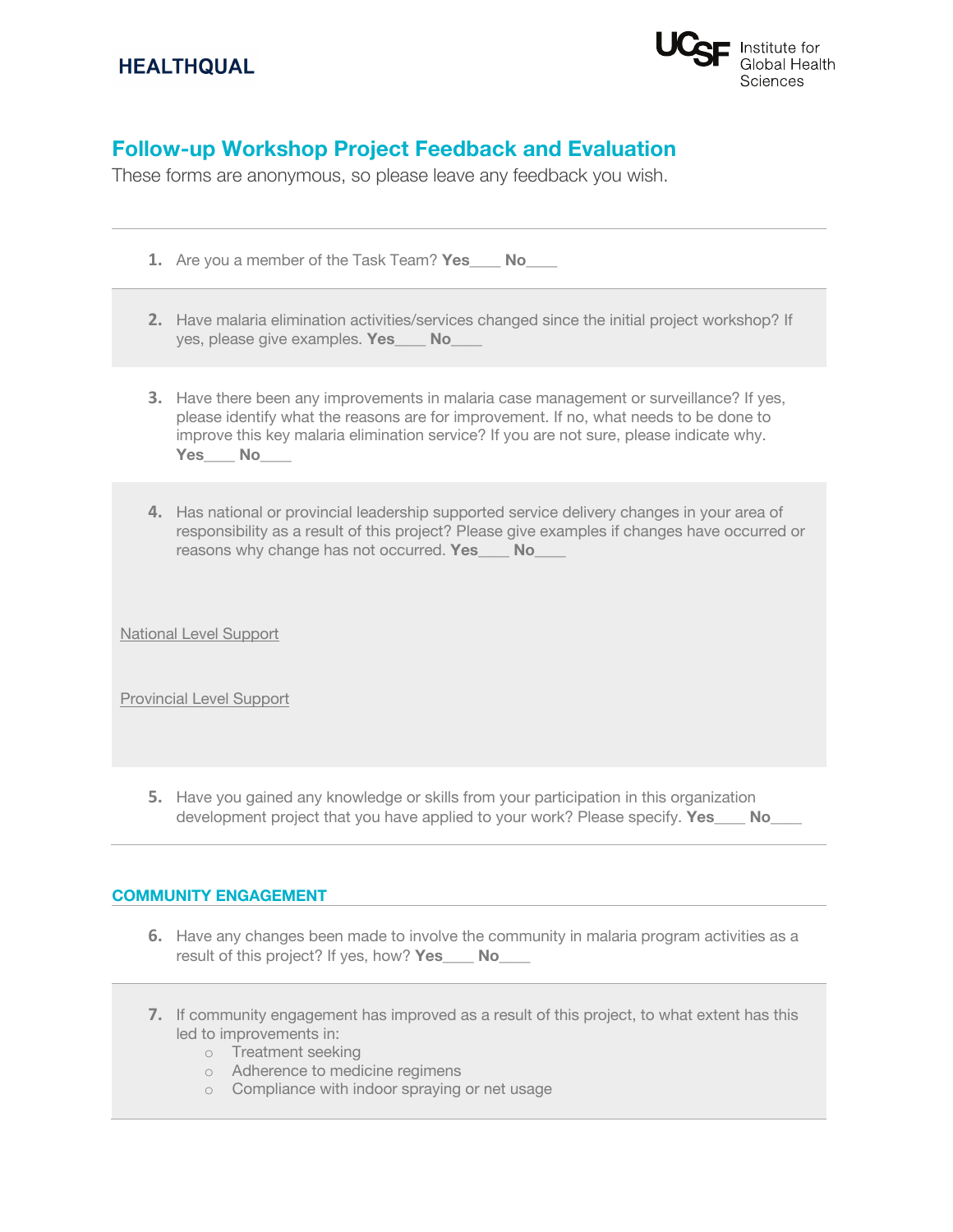HEALTHQUAL

UCSF Institute for Global Health Sciences

# Follow-up Workshop Project Feedback and Evaluation

These forms are anonymous, so please leave any feedback you wish.

---

1. Are you a member of the Task Team? **Yes**____ **No**____

2. Have malaria elimination activities/services changed since the initial project workshop? If yes, please give examples. **Yes**____ **No**____

3. Have there been any improvements in malaria case management or surveillance? If yes, please identify what the reasons are for improvement. If no, what needs to be done to improve this key malaria elimination service? If you are not sure, please indicate why. **Yes**____ **No**____

4. Has national or provincial leadership supported service delivery changes in your area of responsibility as a result of this project? Please give examples if changes have occurred or reasons why change has not occurred. **Yes**____ **No**____

National Level Support

Provincial Level Support

5. Have you gained any knowledge or skills from your participation in this organization development project that you have applied to your work? Please specify. **Yes**____ **No**____

---

## COMMUNITY ENGAGEMENT

6. Have any changes been made to involve the community in malaria program activities as a result of this project? If yes, how? **Yes**____ **No**____

7. If community engagement has improved as a result of this project, to what extent has this led to improvements in:
   - Treatment seeking
   - Adherence to medicine regimens
   - Compliance with indoor spraying or net usage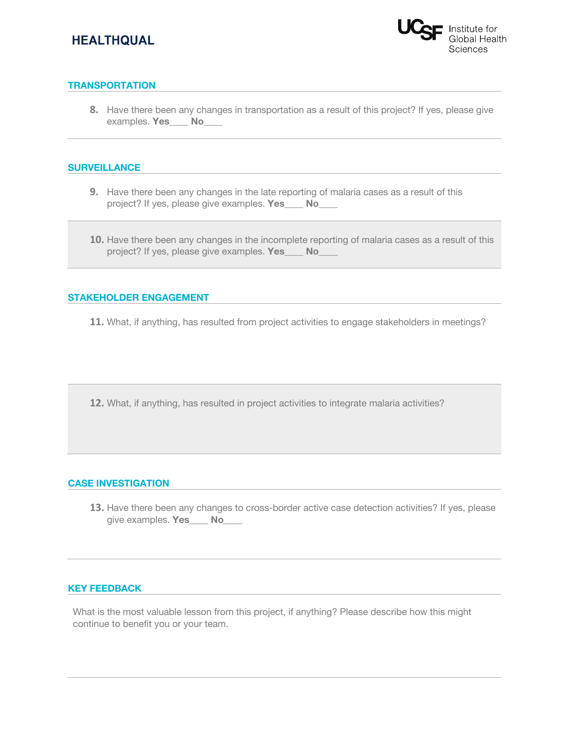## TRANSPORTATION

8. Have there been any changes in transportation as a result of this project? If yes, please give examples. **Yes**____ **No**____

## SURVEILLANCE

9. Have there been any changes in the late reporting of malaria cases as a result of this project? If yes, please give examples. **Yes**____ **No**____

10. Have there been any changes in the incomplete reporting of malaria cases as a result of this project? If yes, please give examples. **Yes**____ **No**____

## STAKEHOLDER ENGAGEMENT

11. What, if anything, has resulted from project activities to engage stakeholders in meetings?

12. What, if anything, has resulted in project activities to integrate malaria activities?

## CASE INVESTIGATION

13. Have there been any changes to cross-border active case detection activities? If yes, please give examples. **Yes**____ **No**____

## KEY FEEDBACK

What is the most valuable lesson from this project, if anything? Please describe how this might continue to benefit you or your team.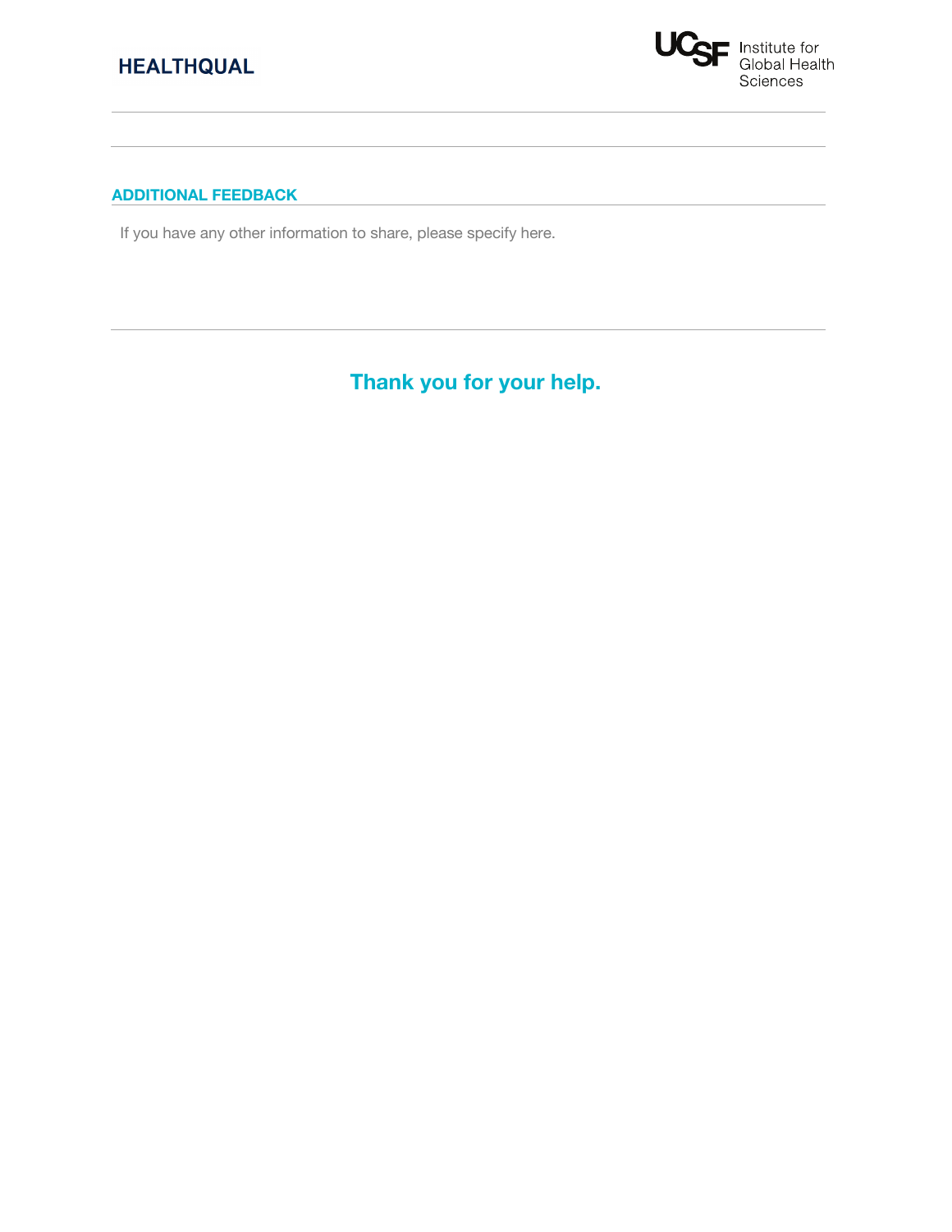## ADDITIONAL FEEDBACK

If you have any other information to share, please specify here.

**Thank you for your help.**